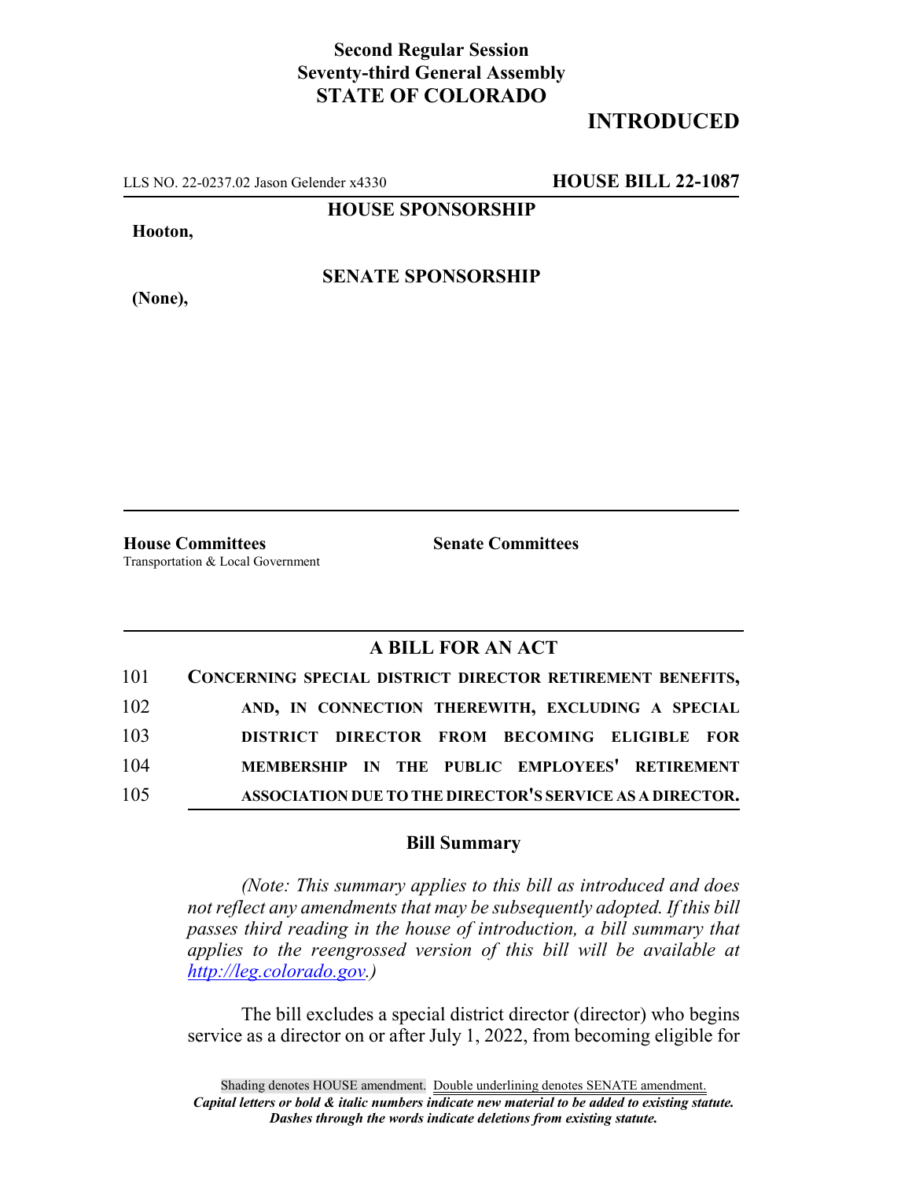**Second Regular Session**
**Seventy-third General Assembly**
**STATE OF COLORADO**

# INTRODUCED

LLS NO. 22-0237.02 Jason Gelender x4330 **HOUSE BILL 22-1087**

**HOUSE SPONSORSHIP**

**Hooton,**

**SENATE SPONSORSHIP**

**(None),**

**House Committees**
Transportation & Local Government

**Senate Committees**

## A BILL FOR AN ACT

101 **CONCERNING SPECIAL DISTRICT DIRECTOR RETIREMENT BENEFITS,**
102 **AND, IN CONNECTION THEREWITH, EXCLUDING A SPECIAL**
103 **DISTRICT DIRECTOR FROM BECOMING ELIGIBLE FOR**
104 **MEMBERSHIP IN THE PUBLIC EMPLOYEES' RETIREMENT**
105 **ASSOCIATION DUE TO THE DIRECTOR'S SERVICE AS A DIRECTOR.**

### Bill Summary

*(Note: This summary applies to this bill as introduced and does not reflect any amendments that may be subsequently adopted. If this bill passes third reading in the house of introduction, a bill summary that applies to the reengrossed version of this bill will be available at http://leg.colorado.gov.)*

The bill excludes a special district director (director) who begins service as a director on or after July 1, 2022, from becoming eligible for

Shading denotes HOUSE amendment. Double underlining denotes SENATE amendment.
***Capital letters or bold & italic numbers indicate new material to be added to existing statute.***
***Dashes through the words indicate deletions from existing statute.***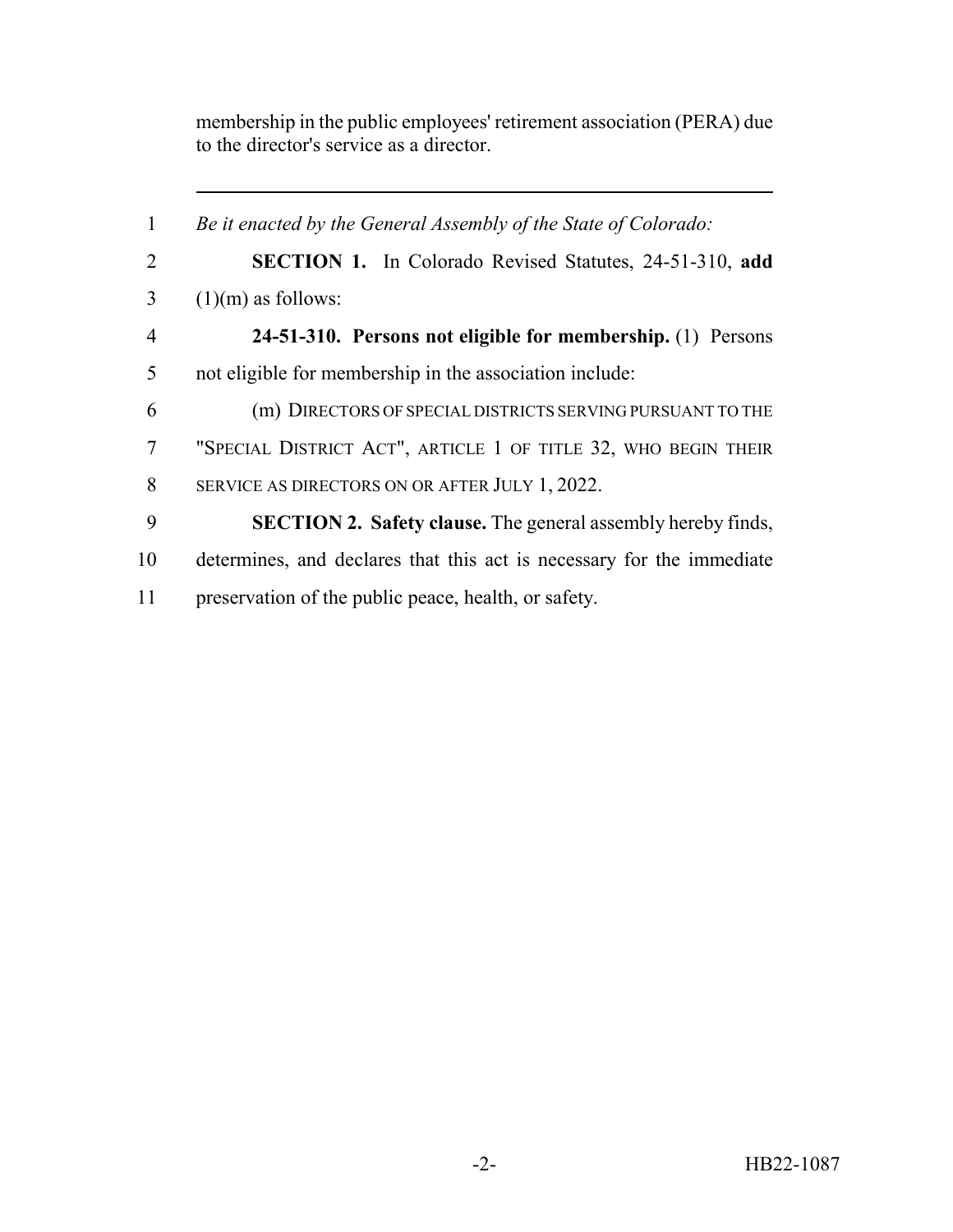membership in the public employees' retirement association (PERA) due to the director's service as a director.

---

1 *Be it enacted by the General Assembly of the State of Colorado:*

2 **SECTION 1.** In Colorado Revised Statutes, 24-51-310, **add**
3 (1)(m) as follows:

4 **24-51-310. Persons not eligible for membership.** (1) Persons
5 not eligible for membership in the association include:

6 (m) DIRECTORS OF SPECIAL DISTRICTS SERVING PURSUANT TO THE
7 "SPECIAL DISTRICT ACT", ARTICLE 1 OF TITLE 32, WHO BEGIN THEIR
8 SERVICE AS DIRECTORS ON OR AFTER JULY 1, 2022.

9 **SECTION 2. Safety clause.** The general assembly hereby finds,
10 determines, and declares that this act is necessary for the immediate
11 preservation of the public peace, health, or safety.